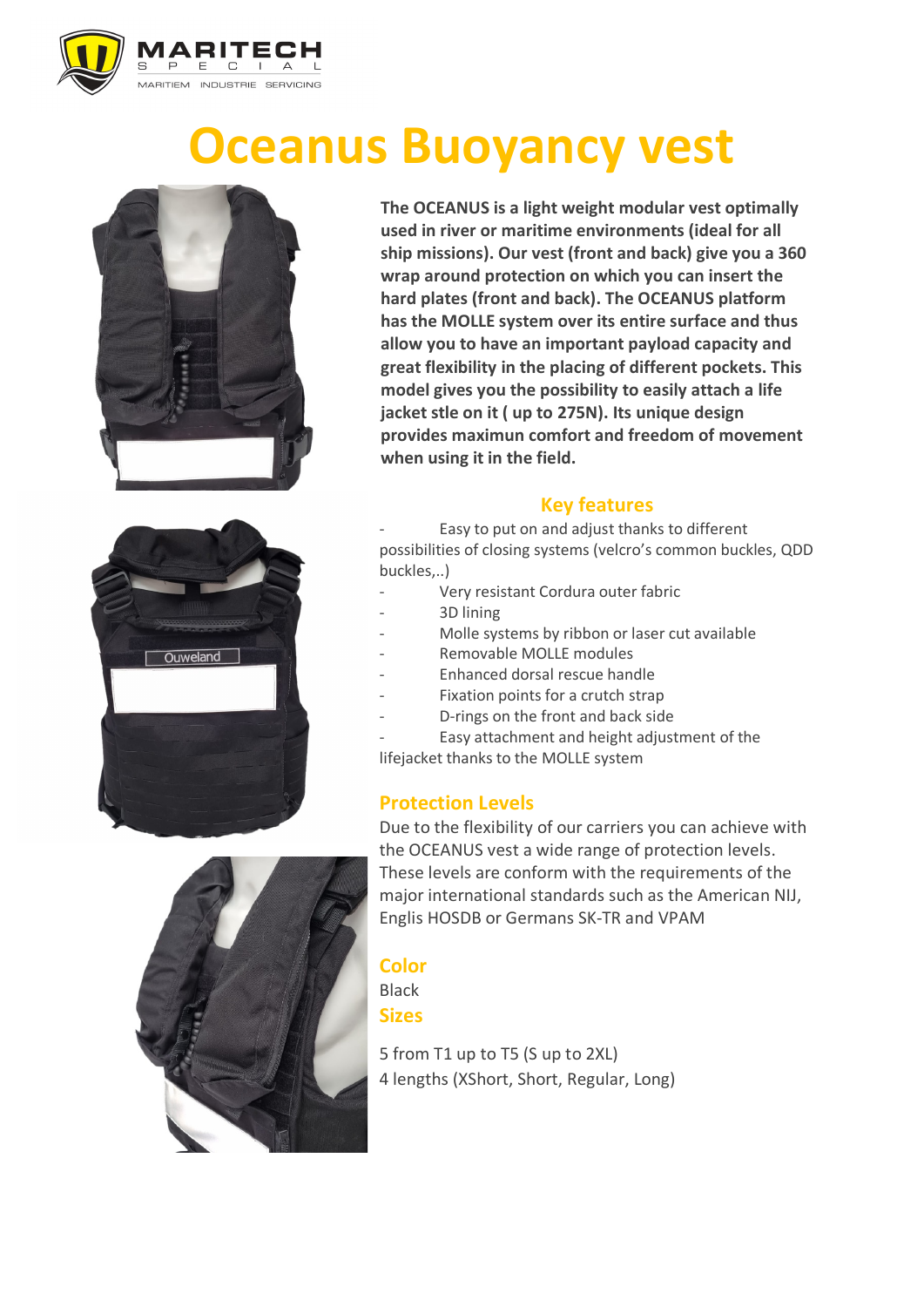MARITECH SPECIAL
MARITIEM INDUSTRIE SERVICING

# Oceanus Buoyancy vest

**The OCEANUS is a light weight modular vest optimally used in river or maritime environments (ideal for all ship missions). Our vest (front and back) give you a 360 wrap around protection on which you can insert the hard plates (front and back). The OCEANUS platform has the MOLLE system over its entire surface and thus allow you to have an important payload capacity and great flexibility in the placing of different pockets. This model gives you the possibility to easily attach a life jacket stle on it ( up to 275N). Its unique design provides maximun comfort and freedom of movement when using it in the field.**

## Key features

- Easy to put on and adjust thanks to different possibilities of closing systems (velcro's common buckles, QDD buckles,..)
- Very resistant Cordura outer fabric
- 3D lining
- Molle systems by ribbon or laser cut available
- Removable MOLLE modules
- Enhanced dorsal rescue handle
- Fixation points for a crutch strap
- D-rings on the front and back side
- Easy attachment and height adjustment of the lifejacket thanks to the MOLLE system

## Protection Levels

Due to the flexibility of our carriers you can achieve with the OCEANUS vest a wide range of protection levels. These levels are conform with the requirements of the major international standards such as the American NIJ, Englis HOSDB or Germans SK-TR and VPAM

## Color

Black

## Sizes

5 from T1 up to T5 (S up to 2XL)

4 lengths (XShort, Short, Regular, Long)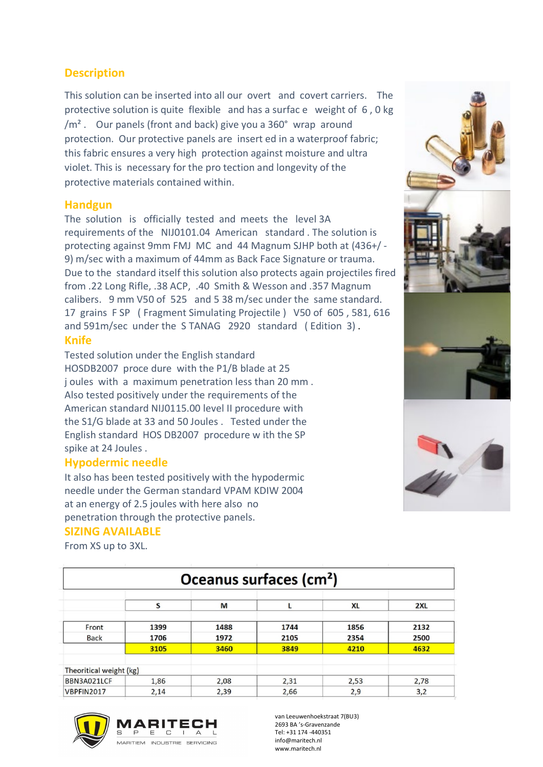## Description

This solution can be inserted into all our overt and covert carriers. The protective solution is quite flexible and has a surface weight of 6,0 kg /m². Our panels (front and back) give you a 360° wrap around protection. Our protective panels are inserted in a waterproof fabric; this fabric ensures a very high protection against moisture and ultra violet. This is necessary for the protection and longevity of the protective materials contained within.

## Handgun

The solution is officially tested and meets the level 3A requirements of the NIJ0101.04 American standard. The solution is protecting against 9mm FMJ MC and 44 Magnum SJHP both at (436+/-9) m/sec with a maximum of 44mm as Back Face Signature or trauma. Due to the standard itself this solution also protects again projectiles fired from .22 Long Rifle, .38 ACP, .40 Smith & Wesson and .357 Magnum calibers. 9 mm V50 of 525 and 538 m/sec under the same standard. 17 grains FSP (Fragment Simulating Projectile) V50 of 605, 581, 616 and 591m/sec under the STANAG 2920 standard (Edition 3).

## Knife

Tested solution under the English standard HOSDB2007 procedure with the P1/B blade at 25 joules with a maximum penetration less than 20 mm. Also tested positively under the requirements of the American standard NIJ0115.00 level II procedure with the S1/G blade at 33 and 50 Joules. Tested under the English standard HOS DB2007 procedure with the SP spike at 24 Joules.

## Hypodermic needle

It also has been tested positively with the hypodermic needle under the German standard VPAM KDIW 2004 at an energy of 2.5 joules with here also no penetration through the protective panels.

## SIZING AVAILABLE

From XS up to 3XL.

**Oceanus surfaces (cm²)**

| | S | M | L | XL | 2XL |
|---|---|---|---|---|---|
| Front | 1399 | 1488 | 1744 | 1856 | 2132 |
| Back | 1706 | 1972 | 2105 | 2354 | 2500 |
| | 3105 | 3460 | 3849 | 4210 | 4632 |
| Theoritical weight (kg) | | | | | |
| BBN3A021LCF | 1,86 | 2,08 | 2,31 | 2,53 | 2,78 |
| VBPFIN2017 | 2,14 | 2,39 | 2,66 | 2,9 | 3,2 |

MARITECH SPECIAL
MARITIEM INDUSTRIE SERVICING

van Leeuwenhoekstraat 7(BU3)
2693 BA 's-Gravenzande
Tel: +31 174 -440351
info@maritech.nl
www.maritech.nl